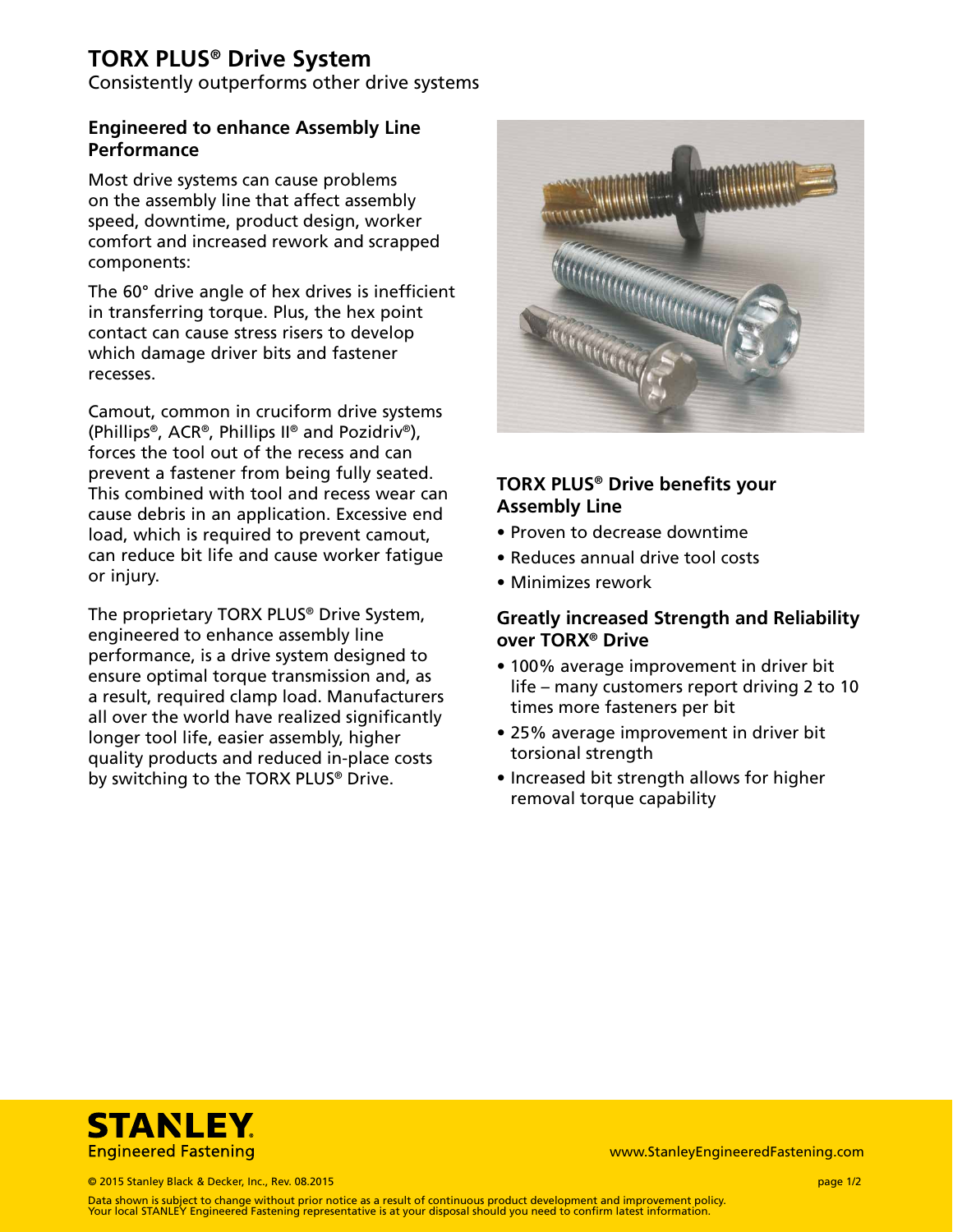# TORX PLUS® Drive System

Consistently outperforms other drive systems

## Engineered to enhance Assembly Line Performance

Most drive systems can cause problems on the assembly line that affect assembly speed, downtime, product design, worker comfort and increased rework and scrapped components:

The 60° drive angle of hex drives is inefficient in transferring torque. Plus, the hex point contact can cause stress risers to develop which damage driver bits and fastener recesses.

Camout, common in cruciform drive systems (Phillips®, ACR®, Phillips II® and Pozidriv®), forces the tool out of the recess and can prevent a fastener from being fully seated. This combined with tool and recess wear can cause debris in an application. Excessive end load, which is required to prevent camout, can reduce bit life and cause worker fatigue or injury.

The proprietary TORX PLUS® Drive System, engineered to enhance assembly line performance, is a drive system designed to ensure optimal torque transmission and, as a result, required clamp load. Manufacturers all over the world have realized significantly longer tool life, easier assembly, higher quality products and reduced in-place costs by switching to the TORX PLUS® Drive.

## TORX PLUS® Drive benefits your Assembly Line

- Proven to decrease downtime
- Reduces annual drive tool costs
- Minimizes rework

## Greatly increased Strength and Reliability over TORX® Drive

- 100% average improvement in driver bit life – many customers report driving 2 to 10 times more fasteners per bit
- 25% average improvement in driver bit torsional strength
- Increased bit strength allows for higher removal torque capability

STANLEY. Engineered Fastening

www.StanleyEngineeredFastening.com

© 2015 Stanley Black & Decker, Inc., Rev. 08.2015

Data shown is subject to change without prior notice as a result of continuous product development and improvement policy. Your local STANLEY Engineered Fastening representative is at your disposal should you need to confirm latest information.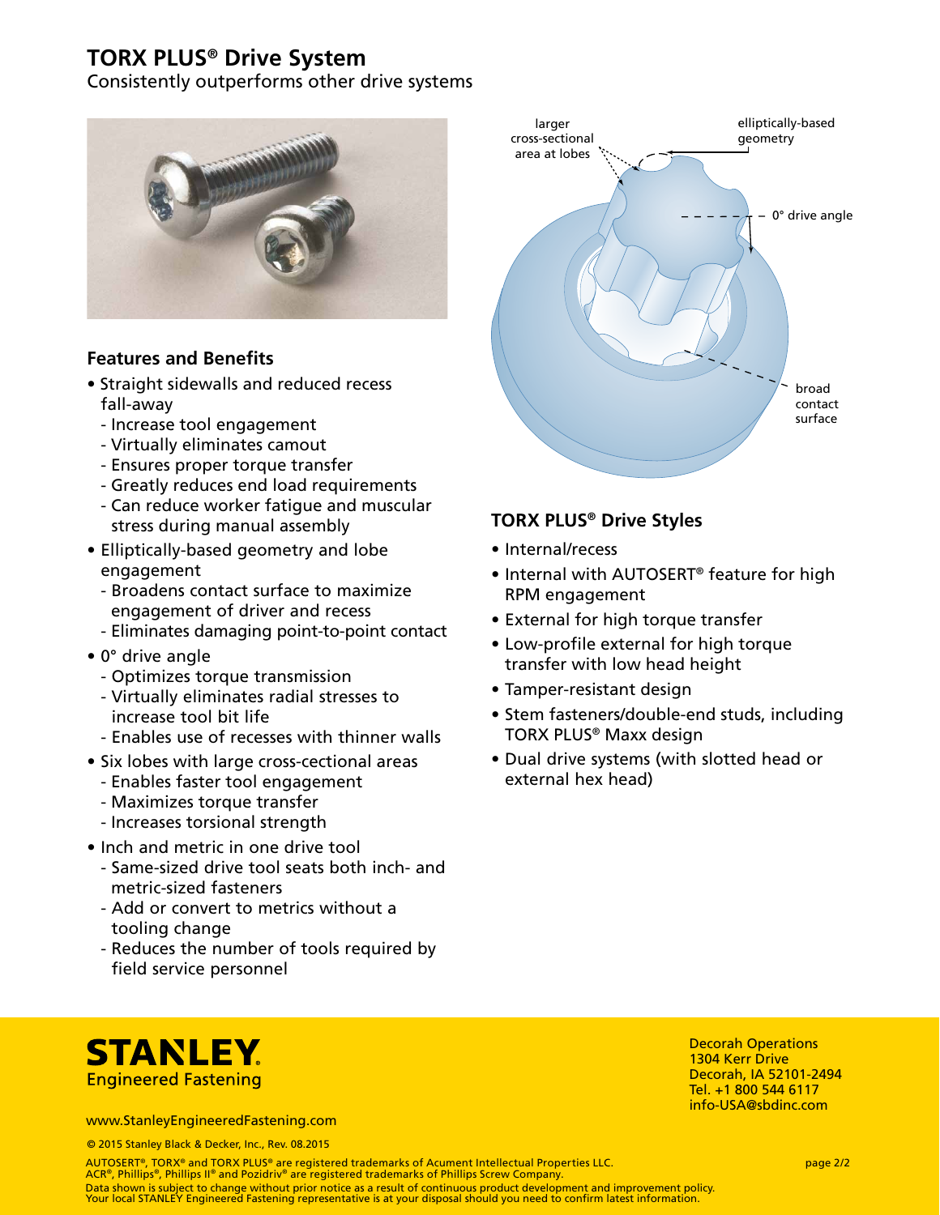# TORX PLUS® Drive System

Consistently outperforms other drive systems

larger cross-sectional area at lobes

elliptically-based geometry

0° drive angle

broad contact surface

## Features and Benefits

- Straight sidewalls and reduced recess fall-away
  - Increase tool engagement
  - Virtually eliminates camout
  - Ensures proper torque transfer
  - Greatly reduces end load requirements
  - Can reduce worker fatigue and muscular stress during manual assembly
- Elliptically-based geometry and lobe engagement
  - Broadens contact surface to maximize engagement of driver and recess
  - Eliminates damaging point-to-point contact
- 0° drive angle
  - Optimizes torque transmission
  - Virtually eliminates radial stresses to increase tool bit life
  - Enables use of recesses with thinner walls
- Six lobes with large cross-sectional areas
  - Enables faster tool engagement
  - Maximizes torque transfer
  - Increases torsional strength
- Inch and metric in one drive tool
  - Same-sized drive tool seats both inch- and metric-sized fasteners
  - Add or convert to metrics without a tooling change
  - Reduces the number of tools required by field service personnel

## TORX PLUS® Drive Styles

- Internal/recess
- Internal with AUTOSERT® feature for high RPM engagement
- External for high torque transfer
- Low-profile external for high torque transfer with low head height
- Tamper-resistant design
- Stem fasteners/double-end studs, including TORX PLUS® Maxx design
- Dual drive systems (with slotted head or external hex head)

STANLEY Engineered Fastening

www.StanleyEngineeredFastening.com

Decorah Operations
1304 Kerr Drive
Decorah, IA 52101-2494
Tel. +1 800 544 6117
info-USA@sbdinc.com

© 2015 Stanley Black & Decker, Inc., Rev. 08.2015

AUTOSERT®, TORX® and TORX PLUS® are registered trademarks of Acument Intellectual Properties LLC.
ACR®, Phillips®, Phillips II® and Pozidriv® are registered trademarks of Phillips Screw Company.
Data shown is subject to change without prior notice as a result of continuous product development and improvement policy.
Your local STANLEY Engineered Fastening representative is at your disposal should you need to confirm latest information.